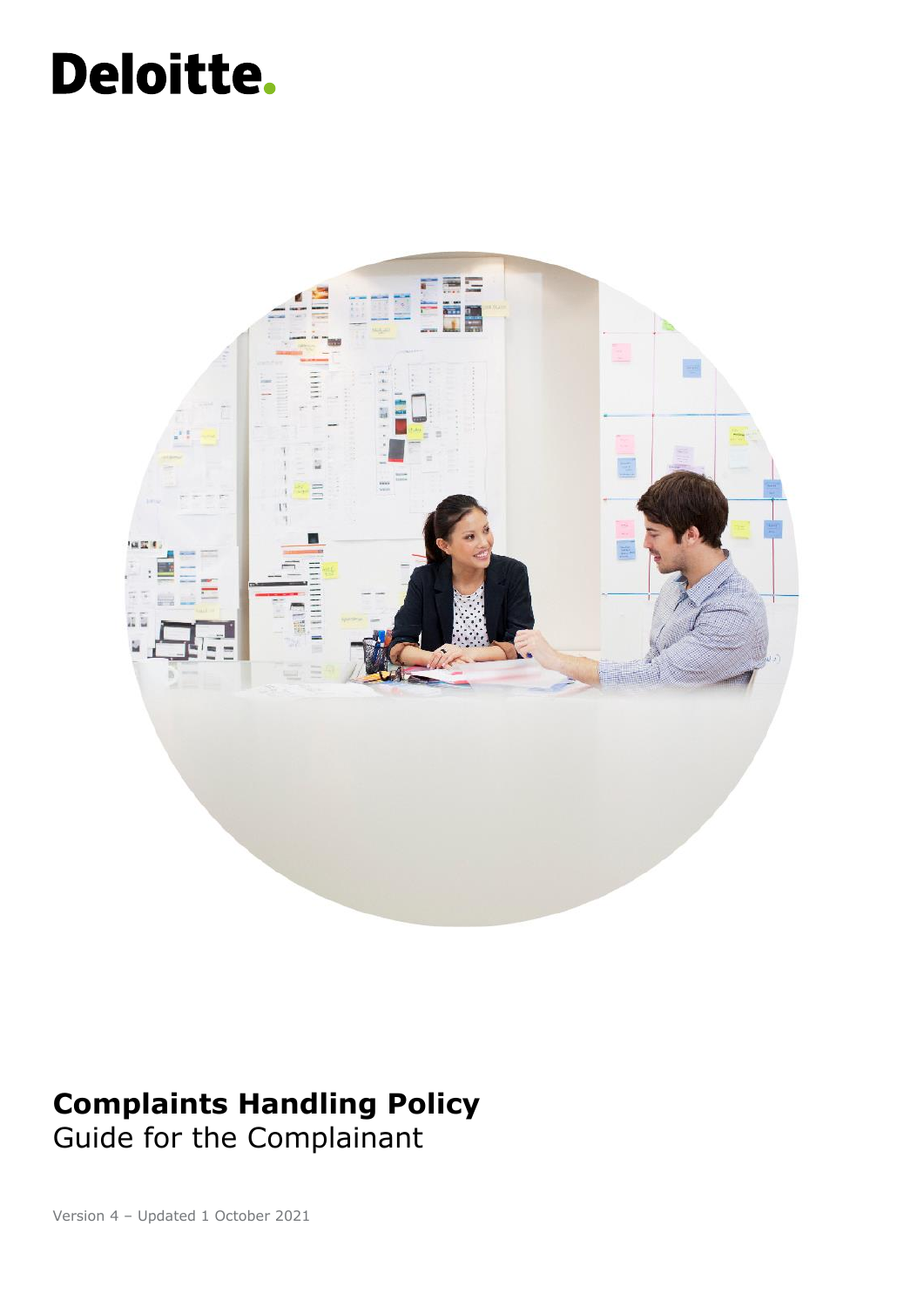Deloitte.

# Complaints Handling Policy

Guide for the Complainant

Version 4 – Updated 1 October 2021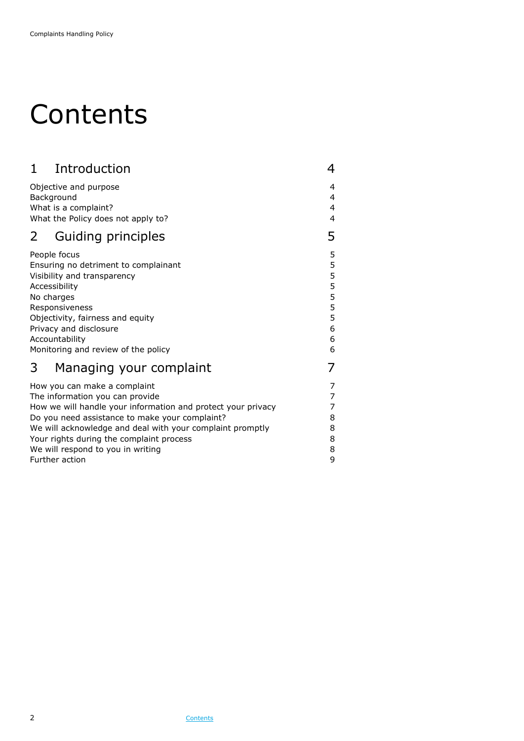# Contents

| 1 Introduction | 4 |
|---|---|
| Objective and purpose | 4 |
| Background | 4 |
| What is a complaint? | 4 |
| What the Policy does not apply to? | 4 |
| **2 Guiding principles** | **5** |
| People focus | 5 |
| Ensuring no detriment to complainant | 5 |
| Visibility and transparency | 5 |
| Accessibility | 5 |
| No charges | 5 |
| Responsiveness | 5 |
| Objectivity, fairness and equity | 5 |
| Privacy and disclosure | 6 |
| Accountability | 6 |
| Monitoring and review of the policy | 6 |
| **3 Managing your complaint** | **7** |
| How you can make a complaint | 7 |
| The information you can provide | 7 |
| How we will handle your information and protect your privacy | 7 |
| Do you need assistance to make your complaint? | 8 |
| We will acknowledge and deal with your complaint promptly | 8 |
| Your rights during the complaint process | 8 |
| We will respond to you in writing | 8 |
| Further action | 9 |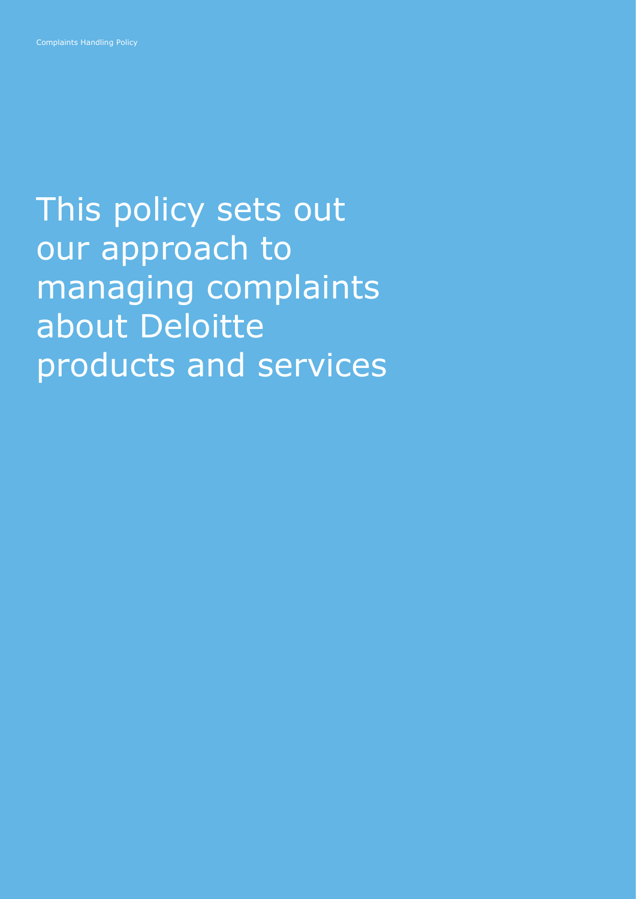This policy sets out our approach to managing complaints about Deloitte products and services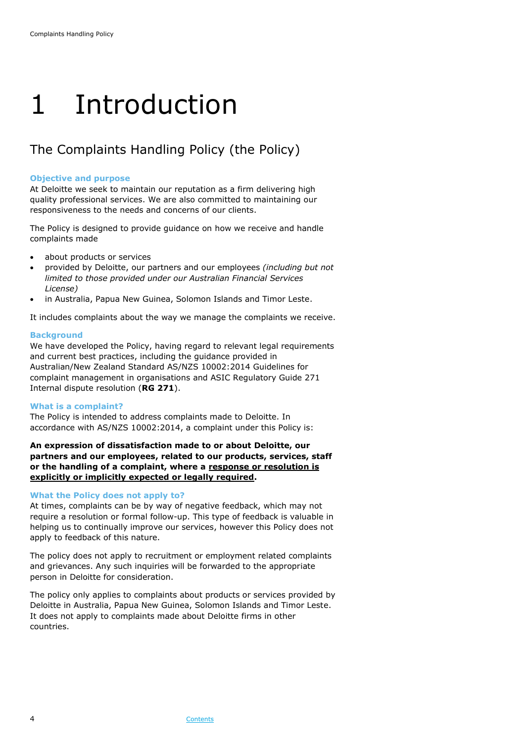# 1 Introduction

## The Complaints Handling Policy (the Policy)

### Objective and purpose

At Deloitte we seek to maintain our reputation as a firm delivering high quality professional services. We are also committed to maintaining our responsiveness to the needs and concerns of our clients.

The Policy is designed to provide guidance on how we receive and handle complaints made

- about products or services
- provided by Deloitte, our partners and our employees *(including but not limited to those provided under our Australian Financial Services License)*
- in Australia, Papua New Guinea, Solomon Islands and Timor Leste.

It includes complaints about the way we manage the complaints we receive.

### Background

We have developed the Policy, having regard to relevant legal requirements and current best practices, including the guidance provided in Australian/New Zealand Standard AS/NZS 10002:2014 Guidelines for complaint management in organisations and ASIC Regulatory Guide 271 Internal dispute resolution (**RG 271**).

### What is a complaint?

The Policy is intended to address complaints made to Deloitte. In accordance with AS/NZS 10002:2014, a complaint under this Policy is:

**An expression of dissatisfaction made to or about Deloitte, our partners and our employees, related to our products, services, staff or the handling of a complaint, where a <u>response or resolution is explicitly or implicitly expected or legally required</u>.**

### What the Policy does not apply to?

At times, complaints can be by way of negative feedback, which may not require a resolution or formal follow-up. This type of feedback is valuable in helping us to continually improve our services, however this Policy does not apply to feedback of this nature.

The policy does not apply to recruitment or employment related complaints and grievances. Any such inquiries will be forwarded to the appropriate person in Deloitte for consideration.

The policy only applies to complaints about products or services provided by Deloitte in Australia, Papua New Guinea, Solomon Islands and Timor Leste. It does not apply to complaints made about Deloitte firms in other countries.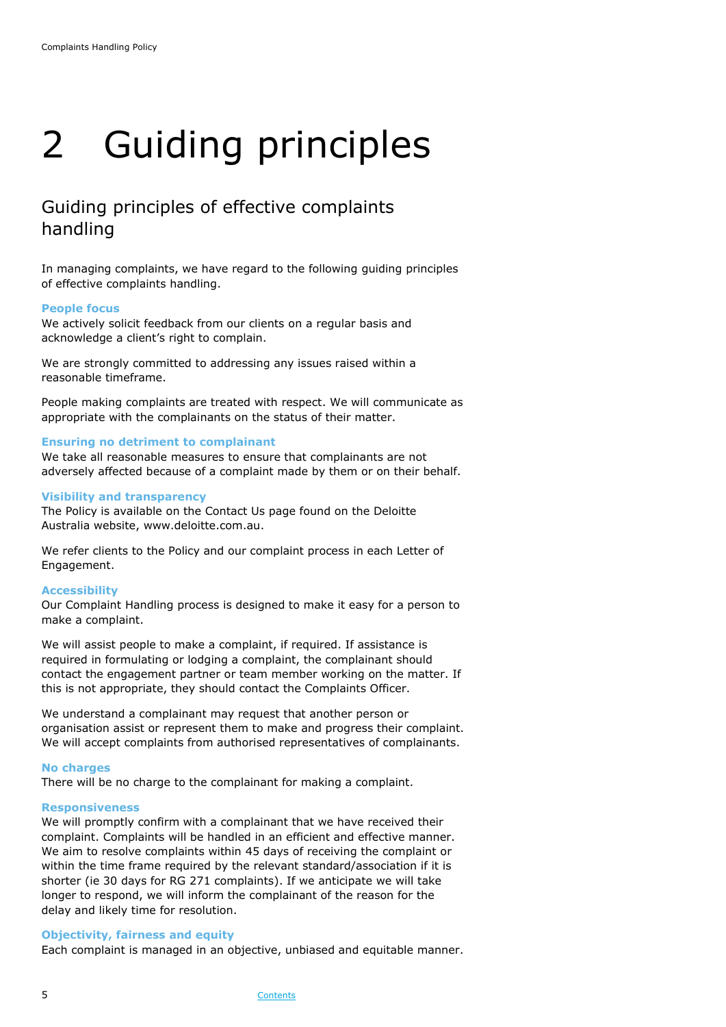# 2 Guiding principles

## Guiding principles of effective complaints handling

In managing complaints, we have regard to the following guiding principles of effective complaints handling.

### People focus

We actively solicit feedback from our clients on a regular basis and acknowledge a client's right to complain.

We are strongly committed to addressing any issues raised within a reasonable timeframe.

People making complaints are treated with respect. We will communicate as appropriate with the complainants on the status of their matter.

### Ensuring no detriment to complainant

We take all reasonable measures to ensure that complainants are not adversely affected because of a complaint made by them or on their behalf.

### Visibility and transparency

The Policy is available on the Contact Us page found on the Deloitte Australia website, www.deloitte.com.au.

We refer clients to the Policy and our complaint process in each Letter of Engagement.

### Accessibility

Our Complaint Handling process is designed to make it easy for a person to make a complaint.

We will assist people to make a complaint, if required. If assistance is required in formulating or lodging a complaint, the complainant should contact the engagement partner or team member working on the matter. If this is not appropriate, they should contact the Complaints Officer.

We understand a complainant may request that another person or organisation assist or represent them to make and progress their complaint. We will accept complaints from authorised representatives of complainants.

### No charges

There will be no charge to the complainant for making a complaint.

### Responsiveness

We will promptly confirm with a complainant that we have received their complaint. Complaints will be handled in an efficient and effective manner. We aim to resolve complaints within 45 days of receiving the complaint or within the time frame required by the relevant standard/association if it is shorter (ie 30 days for RG 271 complaints). If we anticipate we will take longer to respond, we will inform the complainant of the reason for the delay and likely time for resolution.

### Objectivity, fairness and equity

Each complaint is managed in an objective, unbiased and equitable manner.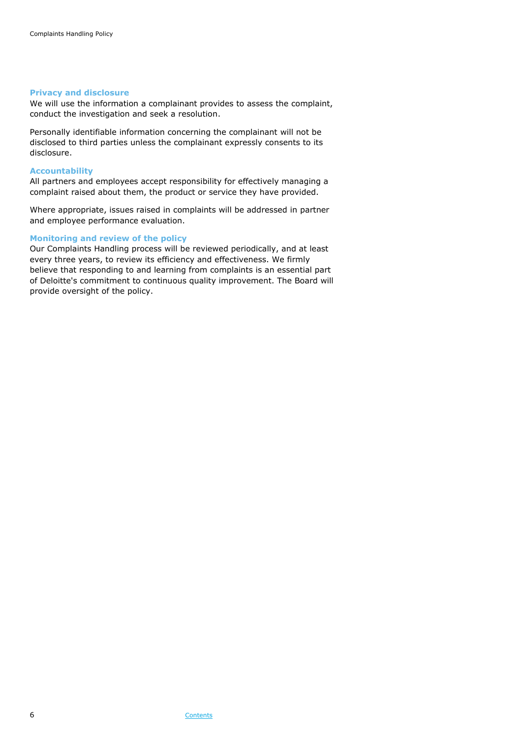### Privacy and disclosure

We will use the information a complainant provides to assess the complaint, conduct the investigation and seek a resolution.

Personally identifiable information concerning the complainant will not be disclosed to third parties unless the complainant expressly consents to its disclosure.

### Accountability

All partners and employees accept responsibility for effectively managing a complaint raised about them, the product or service they have provided.

Where appropriate, issues raised in complaints will be addressed in partner and employee performance evaluation.

### Monitoring and review of the policy

Our Complaints Handling process will be reviewed periodically, and at least every three years, to review its efficiency and effectiveness. We firmly believe that responding to and learning from complaints is an essential part of Deloitte's commitment to continuous quality improvement. The Board will provide oversight of the policy.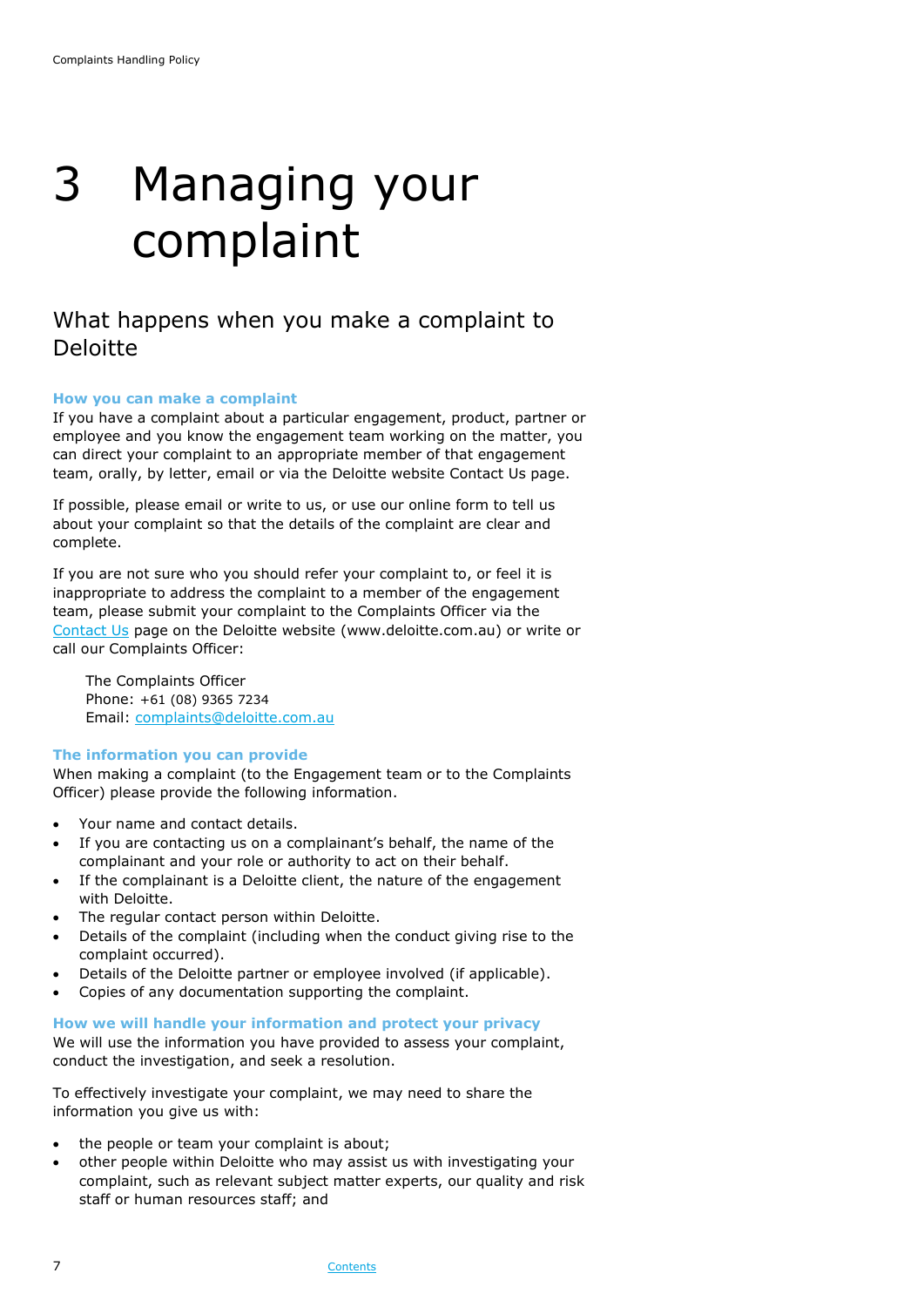# 3 Managing your complaint

## What happens when you make a complaint to Deloitte

### How you can make a complaint

If you have a complaint about a particular engagement, product, partner or employee and you know the engagement team working on the matter, you can direct your complaint to an appropriate member of that engagement team, orally, by letter, email or via the Deloitte website Contact Us page.

If possible, please email or write to us, or use our online form to tell us about your complaint so that the details of the complaint are clear and complete.

If you are not sure who you should refer your complaint to, or feel it is inappropriate to address the complaint to a member of the engagement team, please submit your complaint to the Complaints Officer via the Contact Us page on the Deloitte website (www.deloitte.com.au) or write or call our Complaints Officer:

> The Complaints Officer
> Phone: +61 (08) 9365 7234
> Email: complaints@deloitte.com.au

### The information you can provide

When making a complaint (to the Engagement team or to the Complaints Officer) please provide the following information.

- Your name and contact details.
- If you are contacting us on a complainant's behalf, the name of the complainant and your role or authority to act on their behalf.
- If the complainant is a Deloitte client, the nature of the engagement with Deloitte.
- The regular contact person within Deloitte.
- Details of the complaint (including when the conduct giving rise to the complaint occurred).
- Details of the Deloitte partner or employee involved (if applicable).
- Copies of any documentation supporting the complaint.

### How we will handle your information and protect your privacy

We will use the information you have provided to assess your complaint, conduct the investigation, and seek a resolution.

To effectively investigate your complaint, we may need to share the information you give us with:

- the people or team your complaint is about;
- other people within Deloitte who may assist us with investigating your complaint, such as relevant subject matter experts, our quality and risk staff or human resources staff; and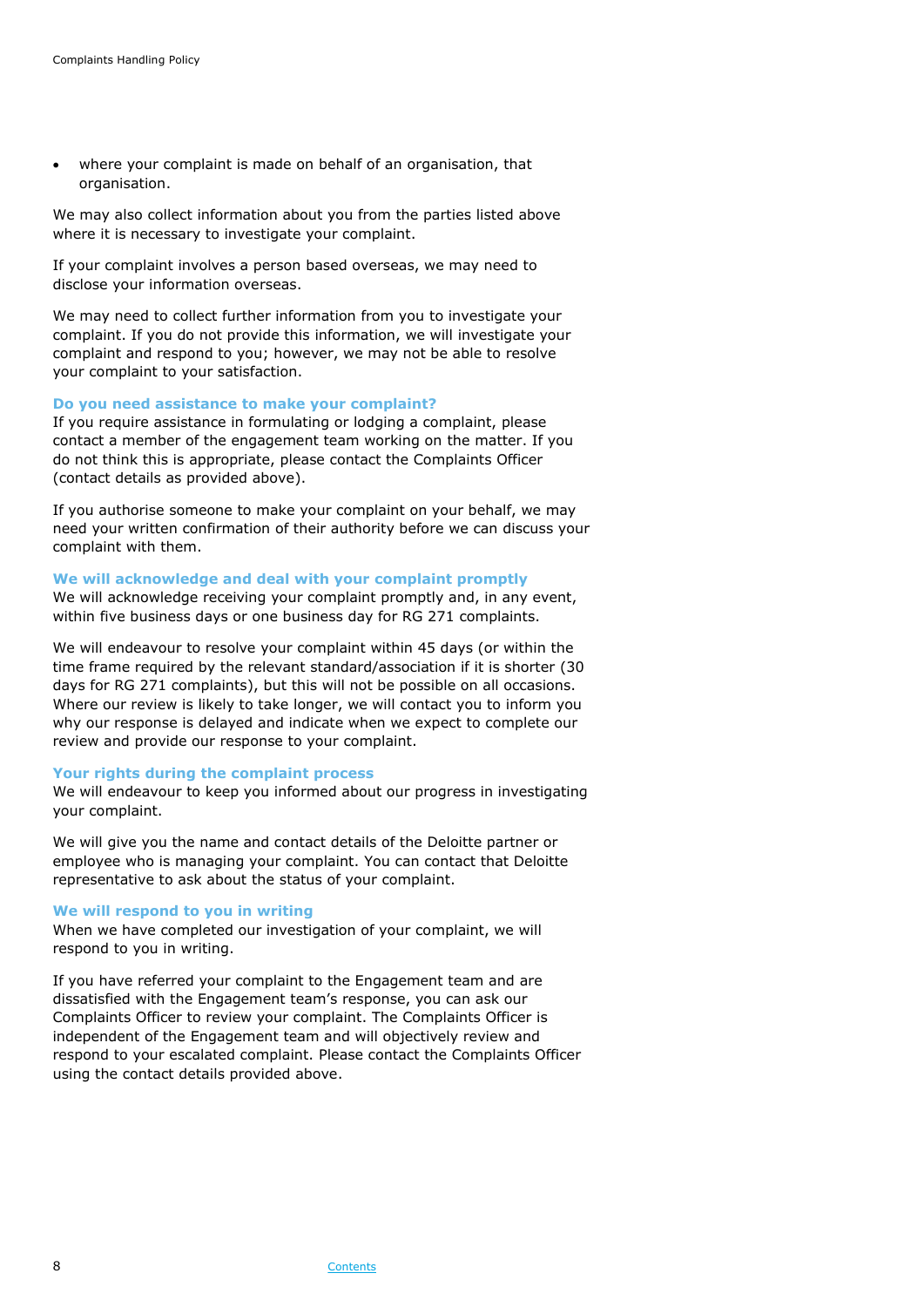- where your complaint is made on behalf of an organisation, that organisation.

We may also collect information about you from the parties listed above where it is necessary to investigate your complaint.

If your complaint involves a person based overseas, we may need to disclose your information overseas.

We may need to collect further information from you to investigate your complaint. If you do not provide this information, we will investigate your complaint and respond to you; however, we may not be able to resolve your complaint to your satisfaction.

### Do you need assistance to make your complaint?

If you require assistance in formulating or lodging a complaint, please contact a member of the engagement team working on the matter. If you do not think this is appropriate, please contact the Complaints Officer (contact details as provided above).

If you authorise someone to make your complaint on your behalf, we may need your written confirmation of their authority before we can discuss your complaint with them.

### We will acknowledge and deal with your complaint promptly

We will acknowledge receiving your complaint promptly and, in any event, within five business days or one business day for RG 271 complaints.

We will endeavour to resolve your complaint within 45 days (or within the time frame required by the relevant standard/association if it is shorter (30 days for RG 271 complaints), but this will not be possible on all occasions. Where our review is likely to take longer, we will contact you to inform you why our response is delayed and indicate when we expect to complete our review and provide our response to your complaint.

### Your rights during the complaint process

We will endeavour to keep you informed about our progress in investigating your complaint.

We will give you the name and contact details of the Deloitte partner or employee who is managing your complaint. You can contact that Deloitte representative to ask about the status of your complaint.

### We will respond to you in writing

When we have completed our investigation of your complaint, we will respond to you in writing.

If you have referred your complaint to the Engagement team and are dissatisfied with the Engagement team's response, you can ask our Complaints Officer to review your complaint. The Complaints Officer is independent of the Engagement team and will objectively review and respond to your escalated complaint. Please contact the Complaints Officer using the contact details provided above.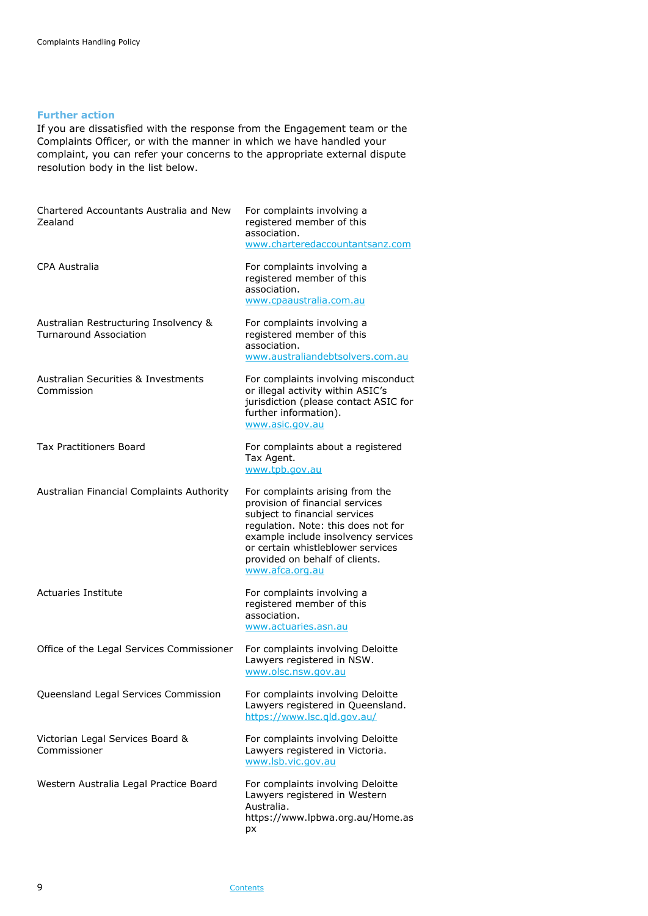## Further action

If you are dissatisfied with the response from the Engagement team or the Complaints Officer, or with the manner in which we have handled your complaint, you can refer your concerns to the appropriate external dispute resolution body in the list below.

| | |
|---|---|
| Chartered Accountants Australia and New Zealand | For complaints involving a registered member of this association. www.charteredaccountantsanz.com |
| CPA Australia | For complaints involving a registered member of this association. www.cpaaustralia.com.au |
| Australian Restructuring Insolvency & Turnaround Association | For complaints involving a registered member of this association. www.australiandebtsolvers.com.au |
| Australian Securities & Investments Commission | For complaints involving misconduct or illegal activity within ASIC's jurisdiction (please contact ASIC for further information). www.asic.gov.au |
| Tax Practitioners Board | For complaints about a registered Tax Agent. www.tpb.gov.au |
| Australian Financial Complaints Authority | For complaints arising from the provision of financial services subject to financial services regulation. Note: this does not for example include insolvency services or certain whistleblower services provided on behalf of clients. www.afca.org.au |
| Actuaries Institute | For complaints involving a registered member of this association. www.actuaries.asn.au |
| Office of the Legal Services Commissioner | For complaints involving Deloitte Lawyers registered in NSW. www.olsc.nsw.gov.au |
| Queensland Legal Services Commission | For complaints involving Deloitte Lawyers registered in Queensland. https://www.lsc.qld.gov.au/ |
| Victorian Legal Services Board & Commissioner | For complaints involving Deloitte Lawyers registered in Victoria. www.lsb.vic.gov.au |
| Western Australia Legal Practice Board | For complaints involving Deloitte Lawyers registered in Western Australia. https://www.lpbwa.org.au/Home.aspx |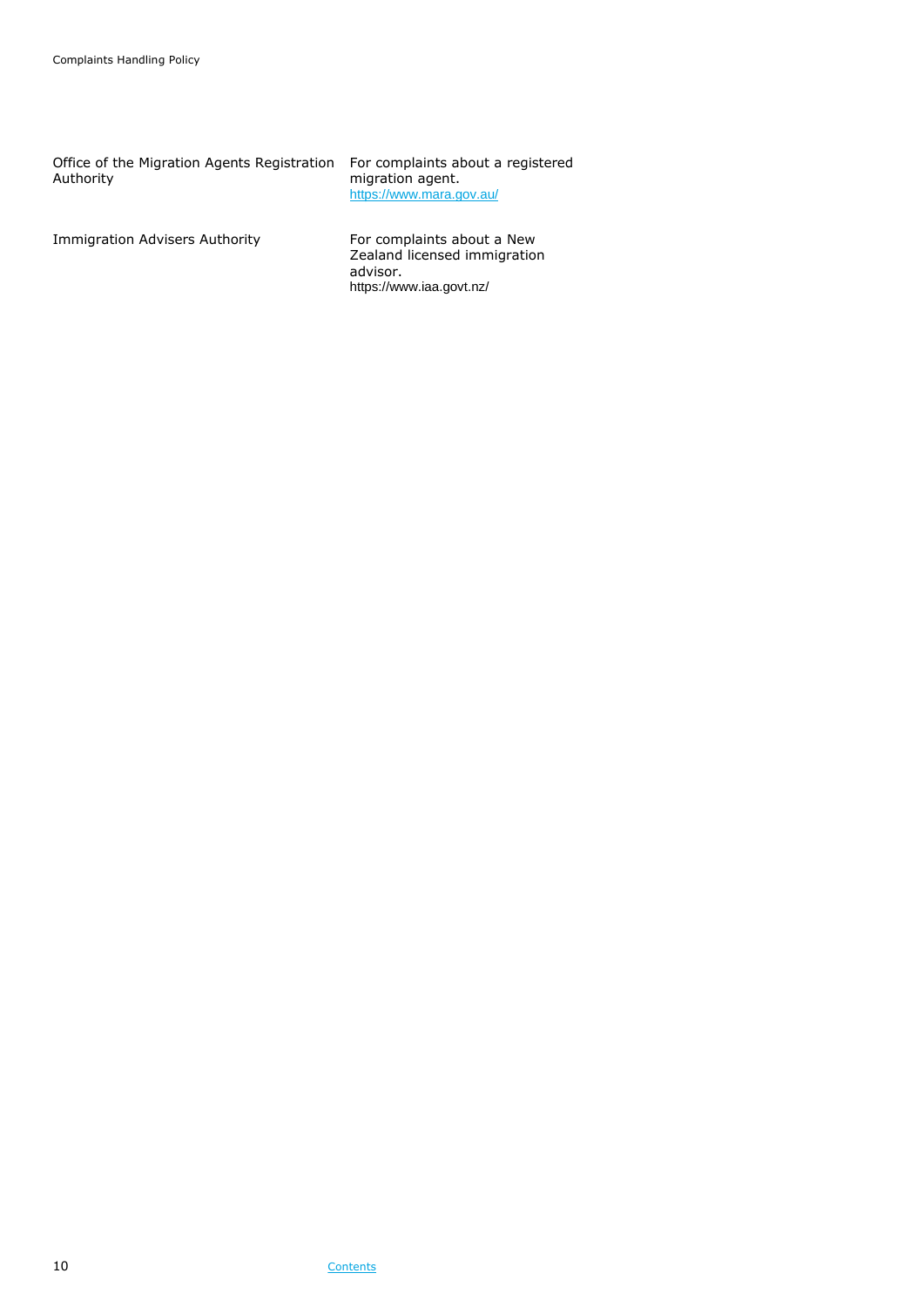| | |
|---|---|
| Office of the Migration Agents Registration Authority | For complaints about a registered migration agent. https://www.mara.gov.au/ |
| Immigration Advisers Authority | For complaints about a New Zealand licensed immigration advisor. https://www.iaa.govt.nz/ |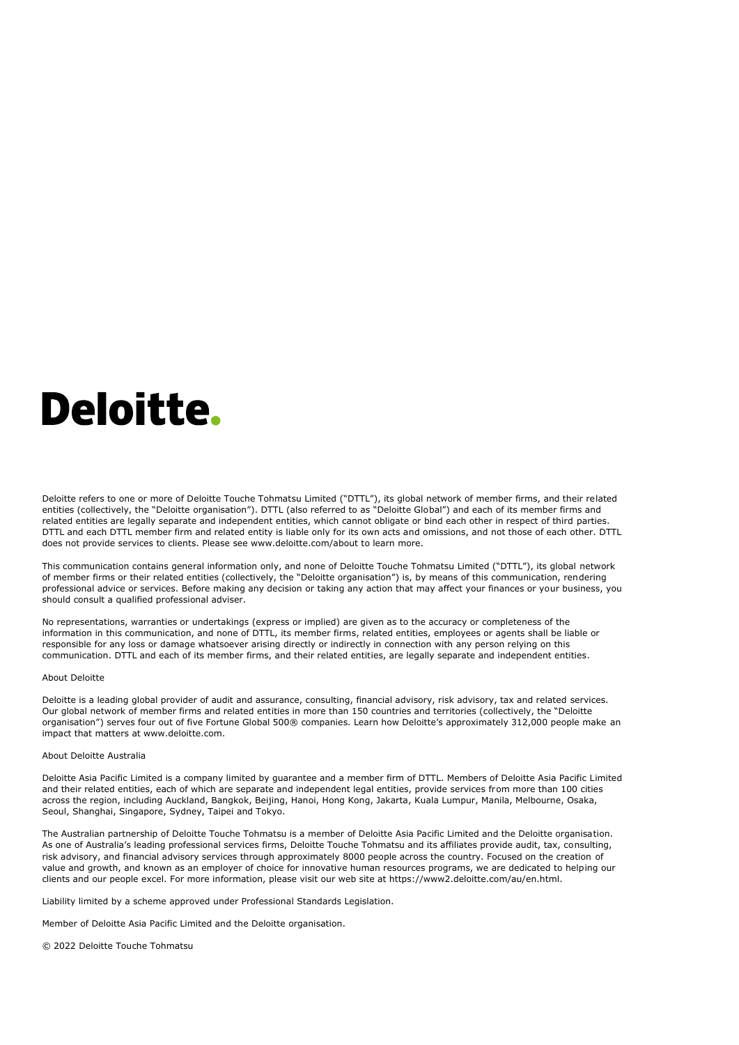# Deloitte.

Deloitte refers to one or more of Deloitte Touche Tohmatsu Limited ("DTTL"), its global network of member firms, and their related entities (collectively, the "Deloitte organisation"). DTTL (also referred to as "Deloitte Global") and each of its member firms and related entities are legally separate and independent entities, which cannot obligate or bind each other in respect of third parties. DTTL and each DTTL member firm and related entity is liable only for its own acts and omissions, and not those of each other. DTTL does not provide services to clients. Please see www.deloitte.com/about to learn more.

This communication contains general information only, and none of Deloitte Touche Tohmatsu Limited ("DTTL"), its global network of member firms or their related entities (collectively, the "Deloitte organisation") is, by means of this communication, rendering professional advice or services. Before making any decision or taking any action that may affect your finances or your business, you should consult a qualified professional adviser.

No representations, warranties or undertakings (express or implied) are given as to the accuracy or completeness of the information in this communication, and none of DTTL, its member firms, related entities, employees or agents shall be liable or responsible for any loss or damage whatsoever arising directly or indirectly in connection with any person relying on this communication. DTTL and each of its member firms, and their related entities, are legally separate and independent entities.

About Deloitte

Deloitte is a leading global provider of audit and assurance, consulting, financial advisory, risk advisory, tax and related services. Our global network of member firms and related entities in more than 150 countries and territories (collectively, the "Deloitte organisation") serves four out of five Fortune Global 500® companies. Learn how Deloitte's approximately 312,000 people make an impact that matters at www.deloitte.com.

About Deloitte Australia

Deloitte Asia Pacific Limited is a company limited by guarantee and a member firm of DTTL. Members of Deloitte Asia Pacific Limited and their related entities, each of which are separate and independent legal entities, provide services from more than 100 cities across the region, including Auckland, Bangkok, Beijing, Hanoi, Hong Kong, Jakarta, Kuala Lumpur, Manila, Melbourne, Osaka, Seoul, Shanghai, Singapore, Sydney, Taipei and Tokyo.

The Australian partnership of Deloitte Touche Tohmatsu is a member of Deloitte Asia Pacific Limited and the Deloitte organisation. As one of Australia's leading professional services firms, Deloitte Touche Tohmatsu and its affiliates provide audit, tax, consulting, risk advisory, and financial advisory services through approximately 8000 people across the country. Focused on the creation of value and growth, and known as an employer of choice for innovative human resources programs, we are dedicated to helping our clients and our people excel. For more information, please visit our web site at https://www2.deloitte.com/au/en.html.

Liability limited by a scheme approved under Professional Standards Legislation.

Member of Deloitte Asia Pacific Limited and the Deloitte organisation.

© 2022 Deloitte Touche Tohmatsu